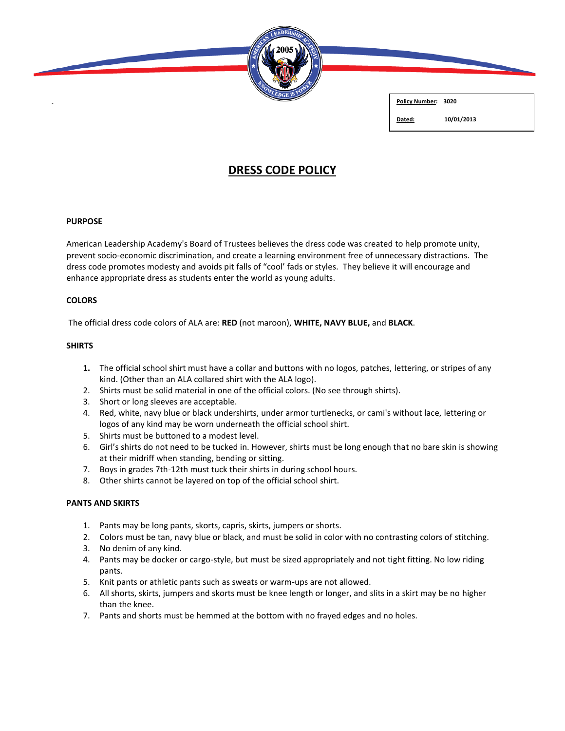| **Policy Number:** | 3020 |
| --- | --- |
| **Dated:** | 10/01/2013 |

# DRESS CODE POLICY

**PURPOSE**

American Leadership Academy's Board of Trustees believes the dress code was created to help promote unity, prevent socio-economic discrimination, and create a learning environment free of unnecessary distractions. The dress code promotes modesty and avoids pit falls of "cool' fads or styles. They believe it will encourage and enhance appropriate dress as students enter the world as young adults.

**COLORS**

The official dress code colors of ALA are: **RED** (not maroon), **WHITE, NAVY BLUE,** and **BLACK**.

**SHIRTS**

1. The official school shirt must have a collar and buttons with no logos, patches, lettering, or stripes of any kind. (Other than an ALA collared shirt with the ALA logo).
2. Shirts must be solid material in one of the official colors. (No see through shirts).
3. Short or long sleeves are acceptable.
4. Red, white, navy blue or black undershirts, under armor turtlenecks, or cami's without lace, lettering or logos of any kind may be worn underneath the official school shirt.
5. Shirts must be buttoned to a modest level.
6. Girl's shirts do not need to be tucked in. However, shirts must be long enough that no bare skin is showing at their midriff when standing, bending or sitting.
7. Boys in grades 7th-12th must tuck their shirts in during school hours.
8. Other shirts cannot be layered on top of the official school shirt.

**PANTS AND SKIRTS**

1. Pants may be long pants, skorts, capris, skirts, jumpers or shorts.
2. Colors must be tan, navy blue or black, and must be solid in color with no contrasting colors of stitching.
3. No denim of any kind.
4. Pants may be docker or cargo-style, but must be sized appropriately and not tight fitting. No low riding pants.
5. Knit pants or athletic pants such as sweats or warm-ups are not allowed.
6. All shorts, skirts, jumpers and skorts must be knee length or longer, and slits in a skirt may be no higher than the knee.
7. Pants and shorts must be hemmed at the bottom with no frayed edges and no holes.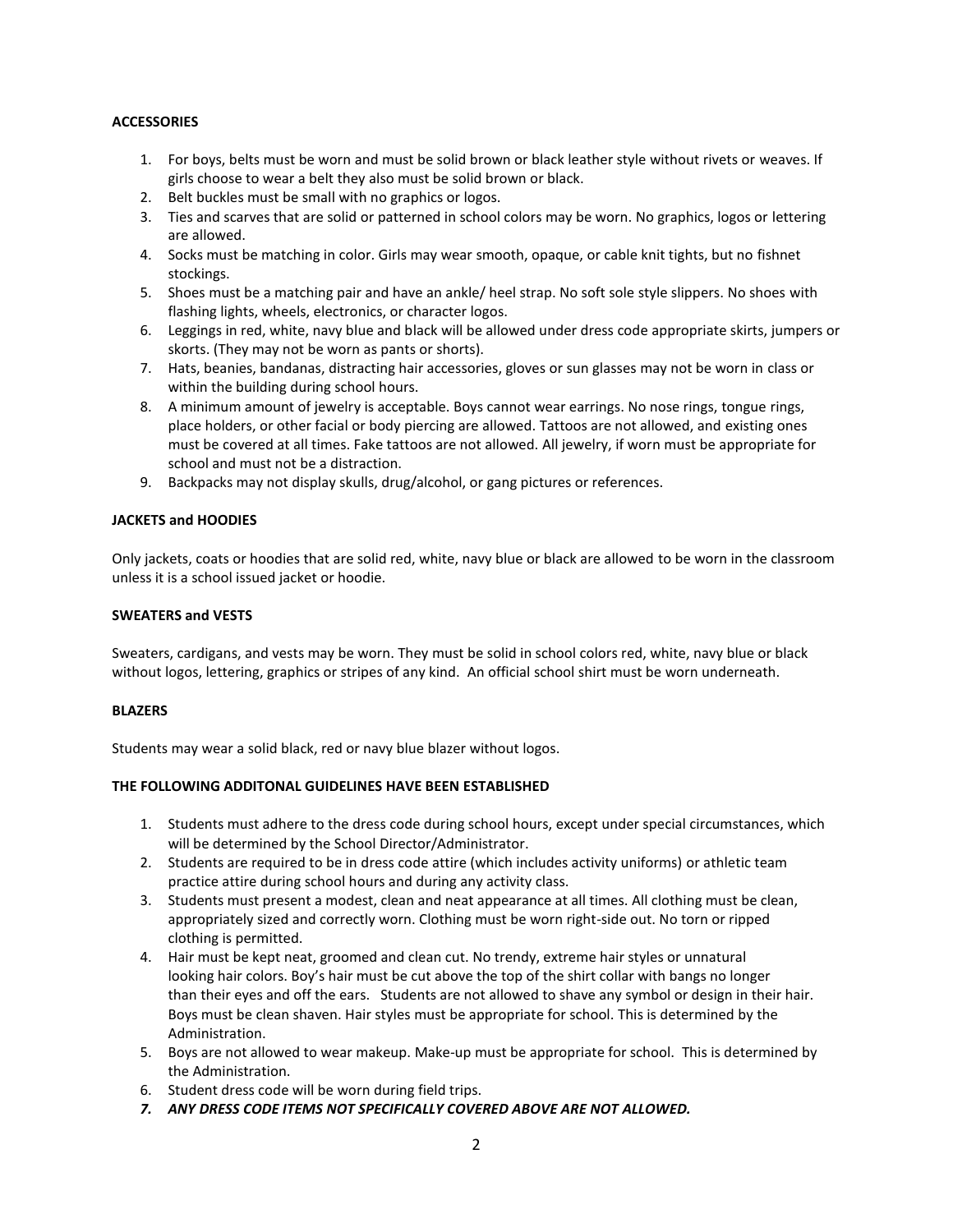**ACCESSORIES**

1. For boys, belts must be worn and must be solid brown or black leather style without rivets or weaves. If girls choose to wear a belt they also must be solid brown or black.
2. Belt buckles must be small with no graphics or logos.
3. Ties and scarves that are solid or patterned in school colors may be worn. No graphics, logos or lettering are allowed.
4. Socks must be matching in color. Girls may wear smooth, opaque, or cable knit tights, but no fishnet stockings.
5. Shoes must be a matching pair and have an ankle/ heel strap. No soft sole style slippers. No shoes with flashing lights, wheels, electronics, or character logos.
6. Leggings in red, white, navy blue and black will be allowed under dress code appropriate skirts, jumpers or skorts. (They may not be worn as pants or shorts).
7. Hats, beanies, bandanas, distracting hair accessories, gloves or sun glasses may not be worn in class or within the building during school hours.
8. A minimum amount of jewelry is acceptable. Boys cannot wear earrings. No nose rings, tongue rings, place holders, or other facial or body piercing are allowed. Tattoos are not allowed, and existing ones must be covered at all times. Fake tattoos are not allowed. All jewelry, if worn must be appropriate for school and must not be a distraction.
9. Backpacks may not display skulls, drug/alcohol, or gang pictures or references.

**JACKETS and HOODIES**

Only jackets, coats or hoodies that are solid red, white, navy blue or black are allowed to be worn in the classroom unless it is a school issued jacket or hoodie.

**SWEATERS and VESTS**

Sweaters, cardigans, and vests may be worn. They must be solid in school colors red, white, navy blue or black without logos, lettering, graphics or stripes of any kind. An official school shirt must be worn underneath.

**BLAZERS**

Students may wear a solid black, red or navy blue blazer without logos.

**THE FOLLOWING ADDITONAL GUIDELINES HAVE BEEN ESTABLISHED**

1. Students must adhere to the dress code during school hours, except under special circumstances, which will be determined by the School Director/Administrator.
2. Students are required to be in dress code attire (which includes activity uniforms) or athletic team practice attire during school hours and during any activity class.
3. Students must present a modest, clean and neat appearance at all times. All clothing must be clean, appropriately sized and correctly worn. Clothing must be worn right-side out. No torn or ripped clothing is permitted.
4. Hair must be kept neat, groomed and clean cut. No trendy, extreme hair styles or unnatural looking hair colors. Boy's hair must be cut above the top of the shirt collar with bangs no longer than their eyes and off the ears. Students are not allowed to shave any symbol or design in their hair. Boys must be clean shaven. Hair styles must be appropriate for school. This is determined by the Administration.
5. Boys are not allowed to wear makeup. Make-up must be appropriate for school. This is determined by the Administration.
6. Student dress code will be worn during field trips.
7. ***ANY DRESS CODE ITEMS NOT SPECIFICALLY COVERED ABOVE ARE NOT ALLOWED.***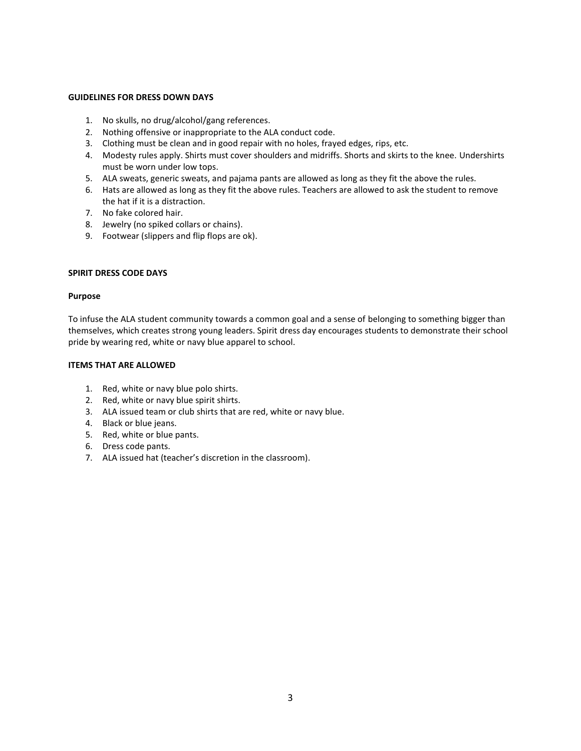**GUIDELINES FOR DRESS DOWN DAYS**

1. No skulls, no drug/alcohol/gang references.
2. Nothing offensive or inappropriate to the ALA conduct code.
3. Clothing must be clean and in good repair with no holes, frayed edges, rips, etc.
4. Modesty rules apply. Shirts must cover shoulders and midriffs. Shorts and skirts to the knee. Undershirts must be worn under low tops.
5. ALA sweats, generic sweats, and pajama pants are allowed as long as they fit the above the rules.
6. Hats are allowed as long as they fit the above rules. Teachers are allowed to ask the student to remove the hat if it is a distraction.
7. No fake colored hair.
8. Jewelry (no spiked collars or chains).
9. Footwear (slippers and flip flops are ok).

**SPIRIT DRESS CODE DAYS**

**Purpose**

To infuse the ALA student community towards a common goal and a sense of belonging to something bigger than themselves, which creates strong young leaders. Spirit dress day encourages students to demonstrate their school pride by wearing red, white or navy blue apparel to school.

**ITEMS THAT ARE ALLOWED**

1. Red, white or navy blue polo shirts.
2. Red, white or navy blue spirit shirts.
3. ALA issued team or club shirts that are red, white or navy blue.
4. Black or blue jeans.
5. Red, white or blue pants.
6. Dress code pants.
7. ALA issued hat (teacher's discretion in the classroom).